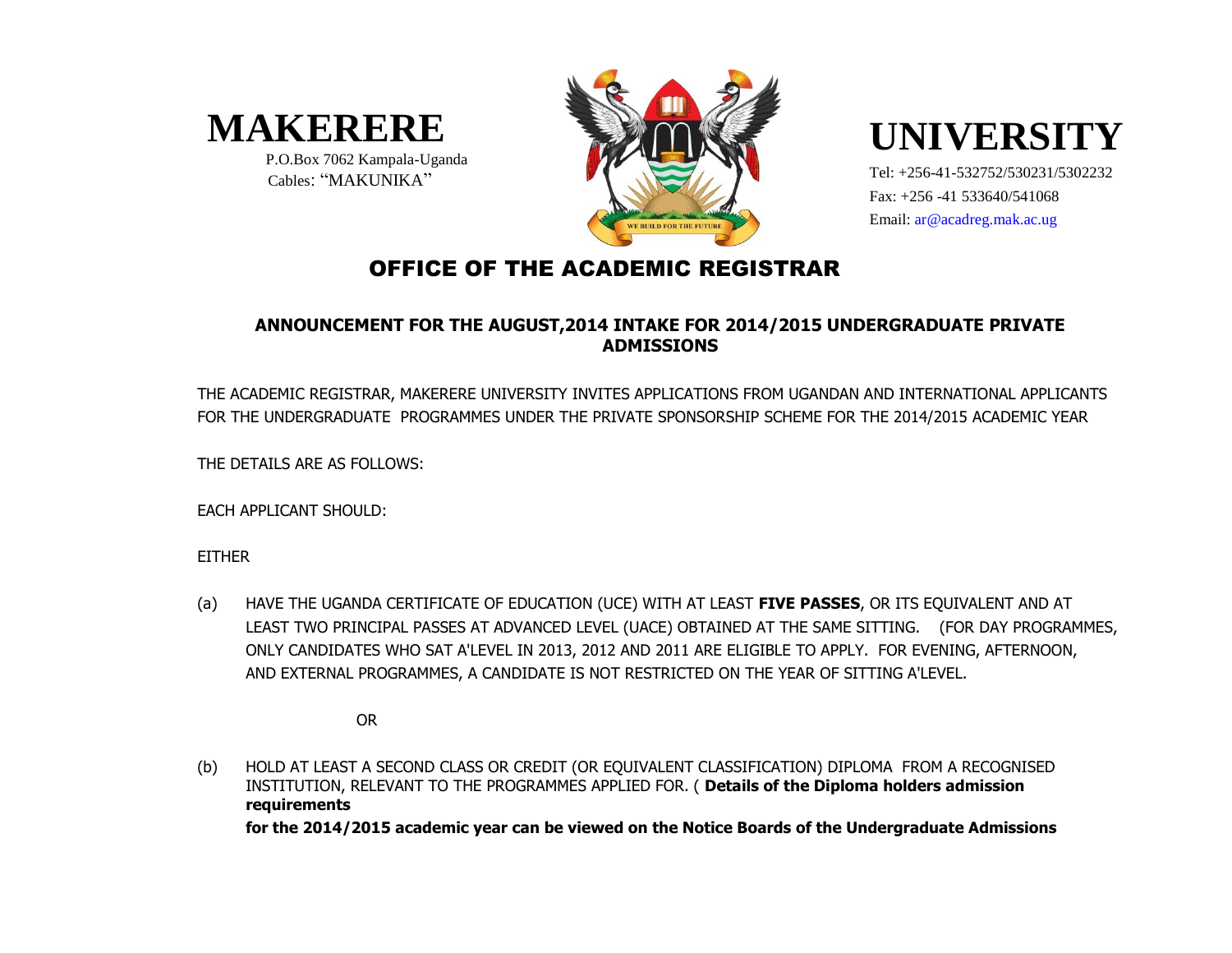# MAKERERE UNIVERSITY

P.O.Box 7062 Kampala-Uganda
Cables: "MAKUNIKA"

Tel: +256-41-532752/530231/5302232
Fax: +256 -41 533640/541068
Email: ar@acadreg.mak.ac.ug

WE BUILD FOR THE FUTURE

## OFFICE OF THE ACADEMIC REGISTRAR

### ANNOUNCEMENT FOR THE AUGUST,2014 INTAKE FOR 2014/2015 UNDERGRADUATE PRIVATE ADMISSIONS

THE ACADEMIC REGISTRAR, MAKERERE UNIVERSITY INVITES APPLICATIONS FROM UGANDAN AND INTERNATIONAL APPLICANTS FOR THE UNDERGRADUATE PROGRAMMES UNDER THE PRIVATE SPONSORSHIP SCHEME FOR THE 2014/2015 ACADEMIC YEAR

THE DETAILS ARE AS FOLLOWS:

EACH APPLICANT SHOULD:

EITHER

(a) HAVE THE UGANDA CERTIFICATE OF EDUCATION (UCE) WITH AT LEAST **FIVE PASSES**, OR ITS EQUIVALENT AND AT LEAST TWO PRINCIPAL PASSES AT ADVANCED LEVEL (UACE) OBTAINED AT THE SAME SITTING. (FOR DAY PROGRAMMES, ONLY CANDIDATES WHO SAT A'LEVEL IN 2013, 2012 AND 2011 ARE ELIGIBLE TO APPLY. FOR EVENING, AFTERNOON, AND EXTERNAL PROGRAMMES, A CANDIDATE IS NOT RESTRICTED ON THE YEAR OF SITTING A'LEVEL.

OR

(b) HOLD AT LEAST A SECOND CLASS OR CREDIT (OR EQUIVALENT CLASSIFICATION) DIPLOMA FROM A RECOGNISED INSTITUTION, RELEVANT TO THE PROGRAMMES APPLIED FOR. ( **Details of the Diploma holders admission requirements for the 2014/2015 academic year can be viewed on the Notice Boards of the Undergraduate Admissions**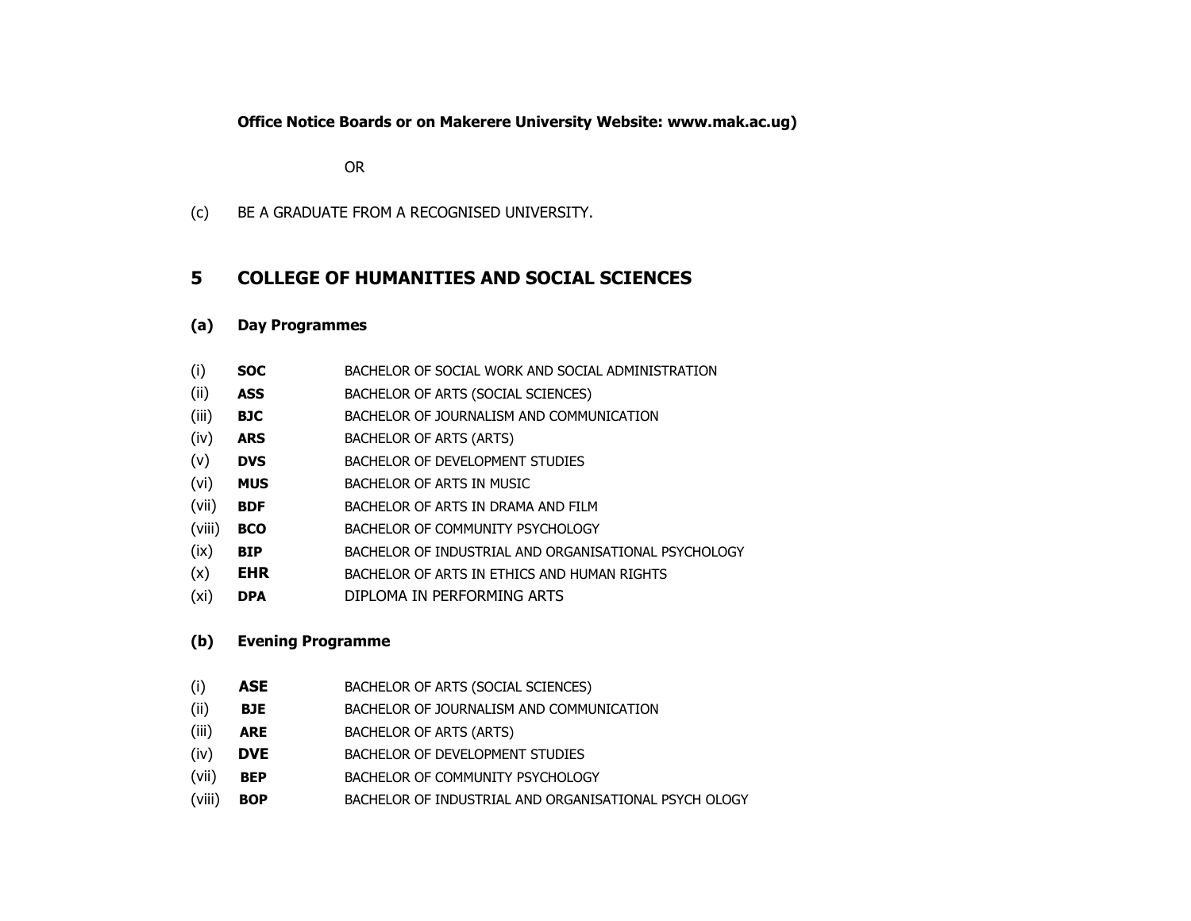**Office Notice Boards or on Makerere University Website: www.mak.ac.ug)**

OR

(c) BE A GRADUATE FROM A RECOGNISED UNIVERSITY.

## 5 COLLEGE OF HUMANITIES AND SOCIAL SCIENCES

### (a) Day Programmes

| | | |
|---|---|---|
| (i) | **SOC** | BACHELOR OF SOCIAL WORK AND SOCIAL ADMINISTRATION |
| (ii) | **ASS** | BACHELOR OF ARTS (SOCIAL SCIENCES) |
| (iii) | **BJC** | BACHELOR OF JOURNALISM AND COMMUNICATION |
| (iv) | **ARS** | BACHELOR OF ARTS (ARTS) |
| (v) | **DVS** | BACHELOR OF DEVELOPMENT STUDIES |
| (vi) | **MUS** | BACHELOR OF ARTS IN MUSIC |
| (vii) | **BDF** | BACHELOR OF ARTS IN DRAMA AND FILM |
| (viii) | **BCO** | BACHELOR OF COMMUNITY PSYCHOLOGY |
| (ix) | **BIP** | BACHELOR OF INDUSTRIAL AND ORGANISATIONAL PSYCHOLOGY |
| (x) | **EHR** | BACHELOR OF ARTS IN ETHICS AND HUMAN RIGHTS |
| (xi) | **DPA** | DIPLOMA IN PERFORMING ARTS |

### (b) Evening Programme

| | | |
|---|---|---|
| (i) | **ASE** | BACHELOR OF ARTS (SOCIAL SCIENCES) |
| (ii) | **BJE** | BACHELOR OF JOURNALISM AND COMMUNICATION |
| (iii) | **ARE** | BACHELOR OF ARTS (ARTS) |
| (iv) | **DVE** | BACHELOR OF DEVELOPMENT STUDIES |
| (vii) | **BEP** | BACHELOR OF COMMUNITY PSYCHOLOGY |
| (viii) | **BOP** | BACHELOR OF INDUSTRIAL AND ORGANISATIONAL PSYCH OLOGY |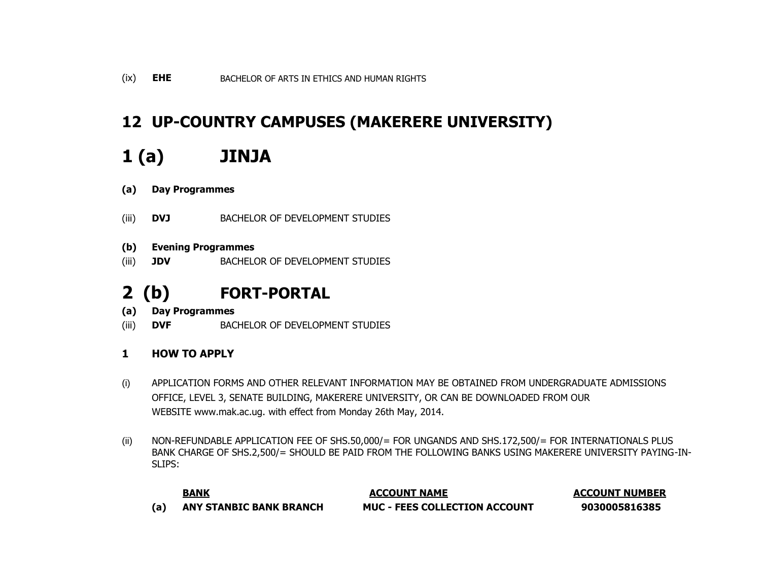(ix) **EHE** BACHELOR OF ARTS IN ETHICS AND HUMAN RIGHTS

# 12 UP-COUNTRY CAMPUSES (MAKERERE UNIVERSITY)

# 1 (a) JINJA

**(a) Day Programmes**

(iii) **DVJ** BACHELOR OF DEVELOPMENT STUDIES

**(b) Evening Programmes**

(iii) **JDV** BACHELOR OF DEVELOPMENT STUDIES

# 2 (b) FORT-PORTAL

**(a) Day Programmes**

(iii) **DVF** BACHELOR OF DEVELOPMENT STUDIES

### 1 HOW TO APPLY

(i) APPLICATION FORMS AND OTHER RELEVANT INFORMATION MAY BE OBTAINED FROM UNDERGRADUATE ADMISSIONS OFFICE, LEVEL 3, SENATE BUILDING, MAKERERE UNIVERSITY, OR CAN BE DOWNLOADED FROM OUR WEBSITE www.mak.ac.ug. with effect from Monday 26th May, 2014.

(ii) NON-REFUNDABLE APPLICATION FEE OF SHS.50,000/= FOR UNGANDS AND SHS.172,500/= FOR INTERNATIONALS PLUS BANK CHARGE OF SHS.2,500/= SHOULD BE PAID FROM THE FOLLOWING BANKS USING MAKERERE UNIVERSITY PAYING-IN-SLIPS:

| | BANK | ACCOUNT NAME | ACCOUNT NUMBER |
|---|---|---|---|
| **(a)** | **ANY STANBIC BANK BRANCH** | **MUC - FEES COLLECTION ACCOUNT** | **9030005816385** |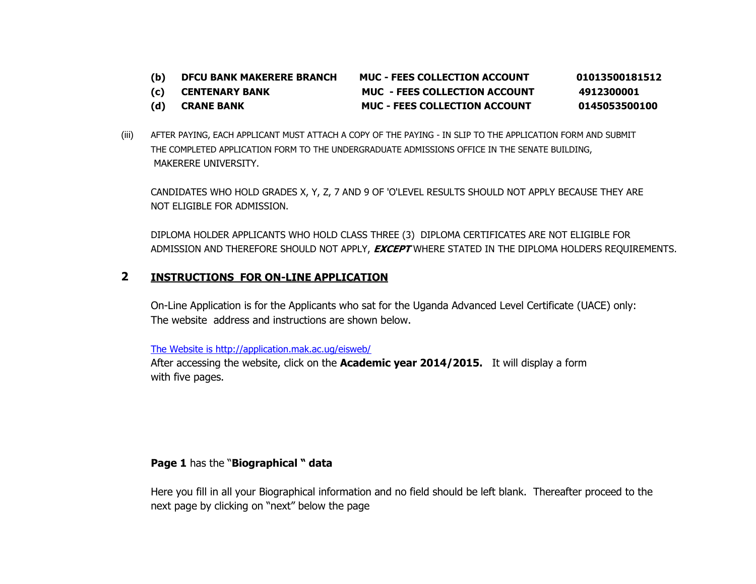| | | | |
|---|---|---|---|
| **(b)** | **DFCU BANK MAKERERE BRANCH** | **MUC - FEES COLLECTION ACCOUNT** | **01013500181512** |
| **(c)** | **CENTENARY BANK** | **MUC - FEES COLLECTION ACCOUNT** | **4912300001** |
| **(d)** | **CRANE BANK** | **MUC - FEES COLLECTION ACCOUNT** | **0145053500100** |

(iii) AFTER PAYING, EACH APPLICANT MUST ATTACH A COPY OF THE PAYING - IN SLIP TO THE APPLICATION FORM AND SUBMIT THE COMPLETED APPLICATION FORM TO THE UNDERGRADUATE ADMISSIONS OFFICE IN THE SENATE BUILDING, MAKERERE UNIVERSITY.

CANDIDATES WHO HOLD GRADES X, Y, Z, 7 AND 9 OF 'O'LEVEL RESULTS SHOULD NOT APPLY BECAUSE THEY ARE NOT ELIGIBLE FOR ADMISSION.

DIPLOMA HOLDER APPLICANTS WHO HOLD CLASS THREE (3) DIPLOMA CERTIFICATES ARE NOT ELIGIBLE FOR ADMISSION AND THEREFORE SHOULD NOT APPLY, ***EXCEPT*** WHERE STATED IN THE DIPLOMA HOLDERS REQUIREMENTS.

## 2 INSTRUCTIONS FOR ON-LINE APPLICATION

On-Line Application is for the Applicants who sat for the Uganda Advanced Level Certificate (UACE) only: The website address and instructions are shown below.

The Website is http://application.mak.ac.ug/eisweb/

After accessing the website, click on the **Academic year 2014/2015.** It will display a form with five pages.

**Page 1** has the "**Biographical " data**

Here you fill in all your Biographical information and no field should be left blank. Thereafter proceed to the next page by clicking on "next" below the page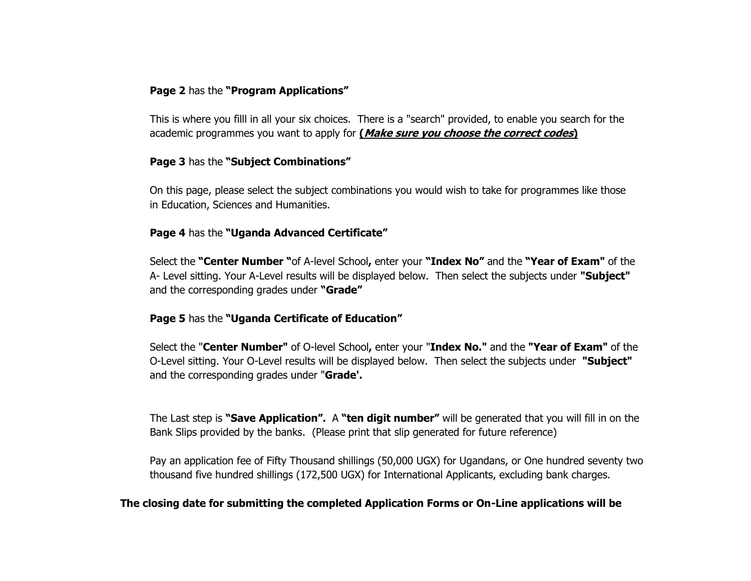**Page 2** has the **"Program Applications"**

This is where you filll in all your six choices. There is a "search" provided, to enable you search for the academic programmes you want to apply for **(*Make sure you choose the correct codes*)**

**Page 3** has the **"Subject Combinations"**

On this page, please select the subject combinations you would wish to take for programmes like those in Education, Sciences and Humanities.

**Page 4** has the **"Uganda Advanced Certificate"**

Select the **"Center Number "**of A-level School**,** enter your **"Index No"** and the **"Year of Exam"** of the A- Level sitting. Your A-Level results will be displayed below. Then select the subjects under **"Subject"** and the corresponding grades under **"Grade"**

**Page 5** has the **"Uganda Certificate of Education"**

Select the "**Center Number"** of O-level School**,** enter your "**Index No."** and the **"Year of Exam"** of the O-Level sitting. Your O-Level results will be displayed below. Then select the subjects under **"Subject"** and the corresponding grades under "**Grade'.**

The Last step is **"Save Application".** A **"ten digit number"** will be generated that you will fill in on the Bank Slips provided by the banks. (Please print that slip generated for future reference)

Pay an application fee of Fifty Thousand shillings (50,000 UGX) for Ugandans, or One hundred seventy two thousand five hundred shillings (172,500 UGX) for International Applicants, excluding bank charges.

**The closing date for submitting the completed Application Forms or On-Line applications will be**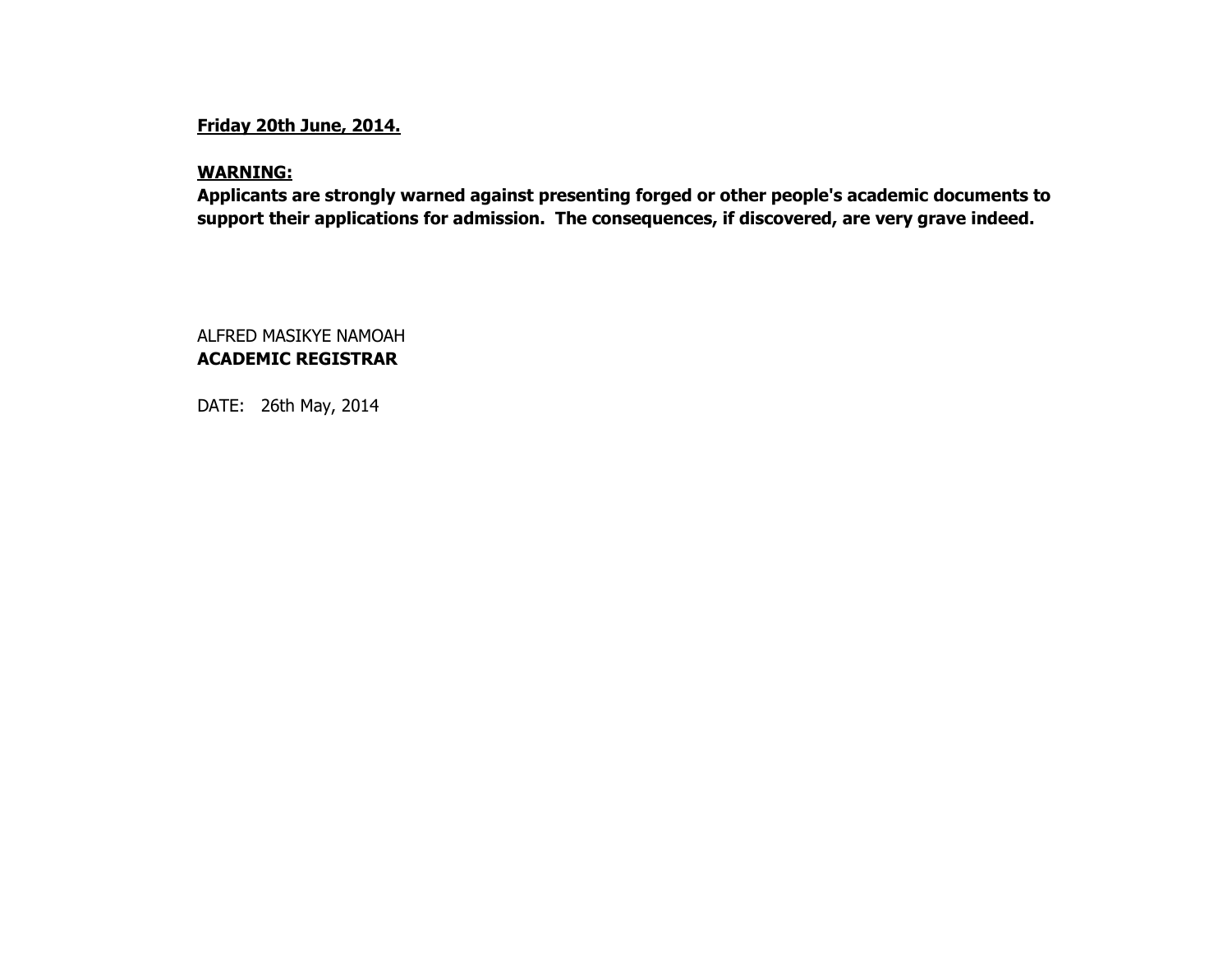**Friday 20th June, 2014.**

**WARNING:**
**Applicants are strongly warned against presenting forged or other people's academic documents to support their applications for admission. The consequences, if discovered, are very grave indeed.**

ALFRED MASIKYE NAMOAH
**ACADEMIC REGISTRAR**

DATE: 26th May, 2014